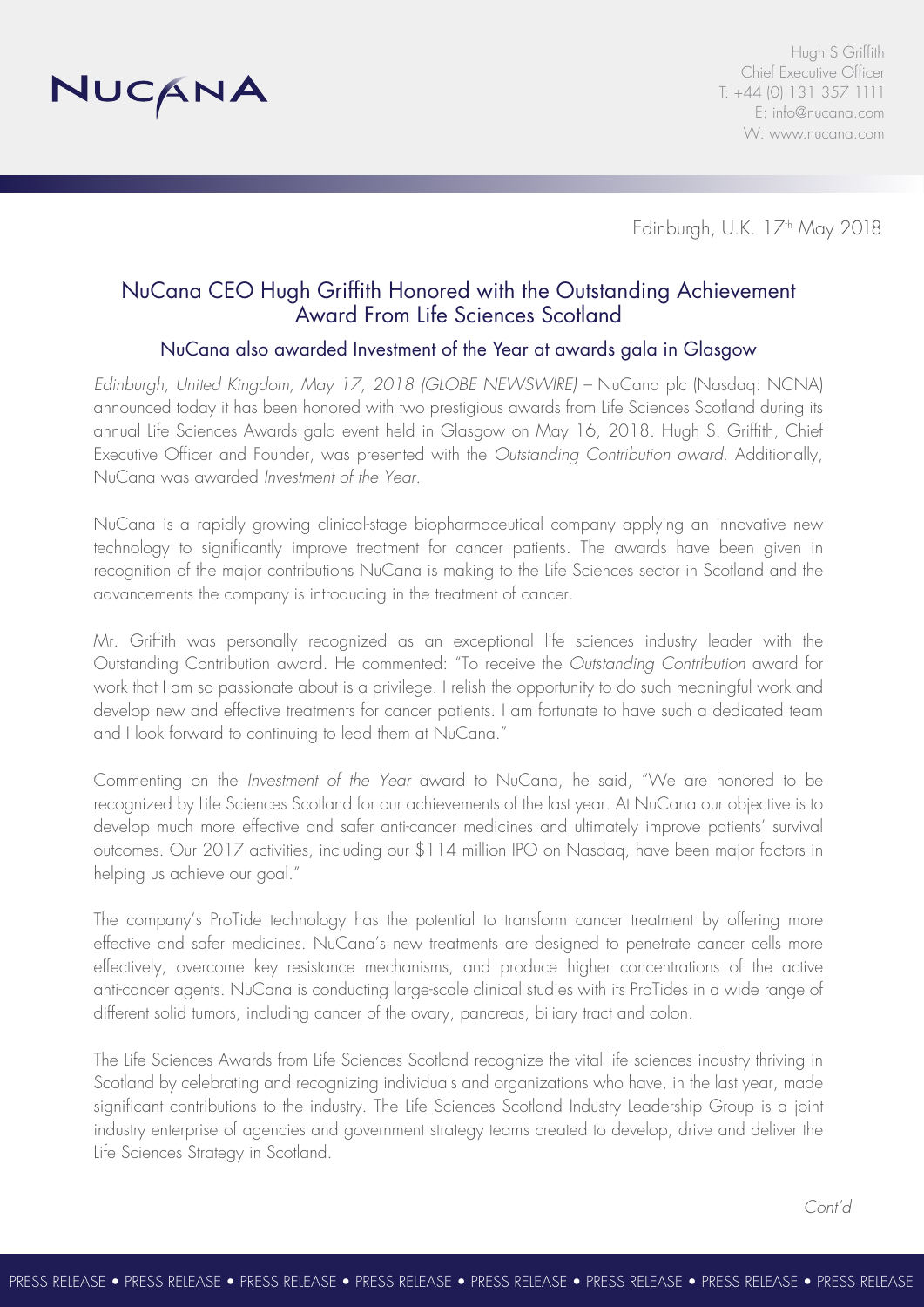NUCANA

Hugh S Griffith
Chief Executive Officer
T: +44 (0) 131 357 1111
E: info@nucana.com
W: www.nucana.com

Edinburgh, U.K. 17th May 2018

## NuCana CEO Hugh Griffith Honored with the Outstanding Achievement Award From Life Sciences Scotland

### NuCana also awarded Investment of the Year at awards gala in Glasgow

*Edinburgh, United Kingdom, May 17, 2018 (GLOBE NEWSWIRE)* – NuCana plc (Nasdaq: NCNA) announced today it has been honored with two prestigious awards from Life Sciences Scotland during its annual Life Sciences Awards gala event held in Glasgow on May 16, 2018. Hugh S. Griffith, Chief Executive Officer and Founder, was presented with the *Outstanding Contribution award*. Additionally, NuCana was awarded *Investment of the Year*.

NuCana is a rapidly growing clinical-stage biopharmaceutical company applying an innovative new technology to significantly improve treatment for cancer patients. The awards have been given in recognition of the major contributions NuCana is making to the Life Sciences sector in Scotland and the advancements the company is introducing in the treatment of cancer.

Mr. Griffith was personally recognized as an exceptional life sciences industry leader with the Outstanding Contribution award. He commented: "To receive the *Outstanding Contribution* award for work that I am so passionate about is a privilege. I relish the opportunity to do such meaningful work and develop new and effective treatments for cancer patients. I am fortunate to have such a dedicated team and I look forward to continuing to lead them at NuCana."

Commenting on the *Investment of the Year* award to NuCana, he said, "We are honored to be recognized by Life Sciences Scotland for our achievements of the last year. At NuCana our objective is to develop much more effective and safer anti-cancer medicines and ultimately improve patients' survival outcomes. Our 2017 activities, including our $114 million IPO on Nasdaq, have been major factors in helping us achieve our goal."

The company's ProTide technology has the potential to transform cancer treatment by offering more effective and safer medicines. NuCana's new treatments are designed to penetrate cancer cells more effectively, overcome key resistance mechanisms, and produce higher concentrations of the active anti-cancer agents. NuCana is conducting large-scale clinical studies with its ProTides in a wide range of different solid tumors, including cancer of the ovary, pancreas, biliary tract and colon.

The Life Sciences Awards from Life Sciences Scotland recognize the vital life sciences industry thriving in Scotland by celebrating and recognizing individuals and organizations who have, in the last year, made significant contributions to the industry. The Life Sciences Scotland Industry Leadership Group is a joint industry enterprise of agencies and government strategy teams created to develop, drive and deliver the Life Sciences Strategy in Scotland.

*Cont'd*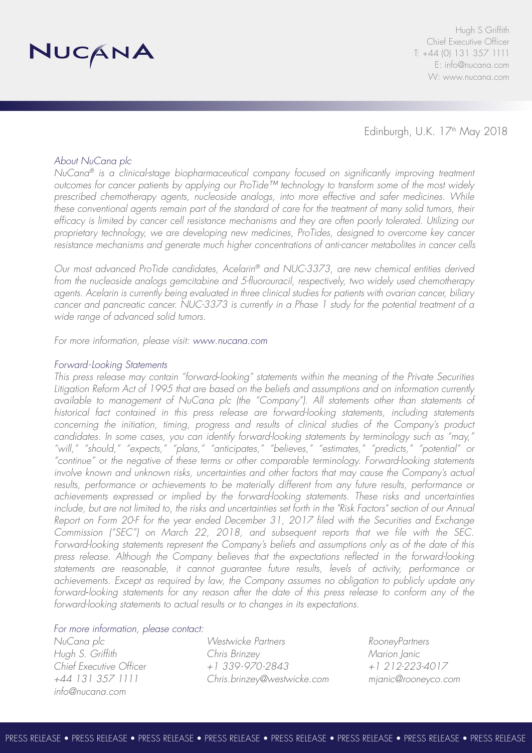Edinburgh, U.K. 17th May 2018

*About NuCana plc*

*NuCana® is a clinical-stage biopharmaceutical company focused on significantly improving treatment outcomes for cancer patients by applying our ProTide™ technology to transform some of the most widely prescribed chemotherapy agents, nucleoside analogs, into more effective and safer medicines. While these conventional agents remain part of the standard of care for the treatment of many solid tumors, their efficacy is limited by cancer cell resistance mechanisms and they are often poorly tolerated. Utilizing our proprietary technology, we are developing new medicines, ProTides, designed to overcome key cancer resistance mechanisms and generate much higher concentrations of anti-cancer metabolites in cancer cells*

*Our most advanced ProTide candidates, Acelarin® and NUC-3373, are new chemical entities derived from the nucleoside analogs gemcitabine and 5-fluorouracil, respectively, two widely used chemotherapy agents. Acelarin is currently being evaluated in three clinical studies for patients with ovarian cancer, biliary cancer and pancreatic cancer. NUC-3373 is currently in a Phase 1 study for the potential treatment of a wide range of advanced solid tumors.*

*For more information, please visit: www.nucana.com*

*Forward-Looking Statements*

*This press release may contain "forward-looking" statements within the meaning of the Private Securities Litigation Reform Act of 1995 that are based on the beliefs and assumptions and on information currently available to management of NuCana plc (the "Company"). All statements other than statements of historical fact contained in this press release are forward-looking statements, including statements concerning the initiation, timing, progress and results of clinical studies of the Company's product candidates. In some cases, you can identify forward-looking statements by terminology such as "may," "will," "should," "expects," "plans," "anticipates," "believes," "estimates," "predicts," "potential" or "continue" or the negative of these terms or other comparable terminology. Forward-looking statements involve known and unknown risks, uncertainties and other factors that may cause the Company's actual results, performance or achievements to be materially different from any future results, performance or achievements expressed or implied by the forward-looking statements. These risks and uncertainties include, but are not limited to, the risks and uncertainties set forth in the "Risk Factors" section of our Annual Report on Form 20-F for the year ended December 31, 2017 filed with the Securities and Exchange Commission ("SEC") on March 22, 2018, and subsequent reports that we file with the SEC. Forward-looking statements represent the Company's beliefs and assumptions only as of the date of this press release. Although the Company believes that the expectations reflected in the forward-looking statements are reasonable, it cannot guarantee future results, levels of activity, performance or achievements. Except as required by law, the Company assumes no obligation to publicly update any forward-looking statements for any reason after the date of this press release to conform any of the forward-looking statements to actual results or to changes in its expectations.*

*For more information, please contact:*

*NuCana plc*
*Hugh S. Griffith*
*Chief Executive Officer*
*+44 131 357 1111*
*info@nucana.com*

*Westwicke Partners*
*Chris Brinzey*
*+1 339-970-2843*
*Chris.brinzey@westwicke.com*

*RooneyPartners*
*Marion Janic*
*+1 212-223-4017*
*mjanic@rooneyco.com*